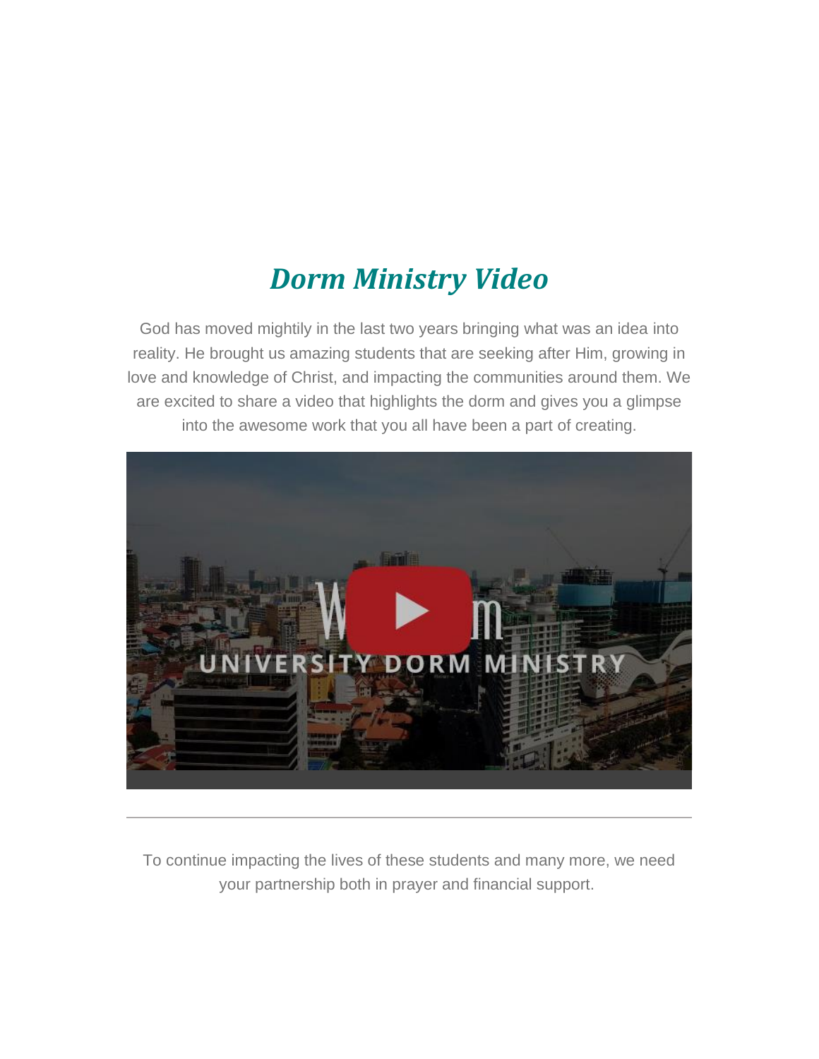# *Dorm Ministry Video*

God has moved mightily in the last two years bringing what was an idea into reality. He brought us amazing students that are seeking after Him, growing in love and knowledge of Christ, and impacting the communities around them. We are excited to share a video that highlights the dorm and gives you a glimpse into the awesome work that you all have been a part of creating.

---

To continue impacting the lives of these students and many more, we need your partnership both in prayer and financial support.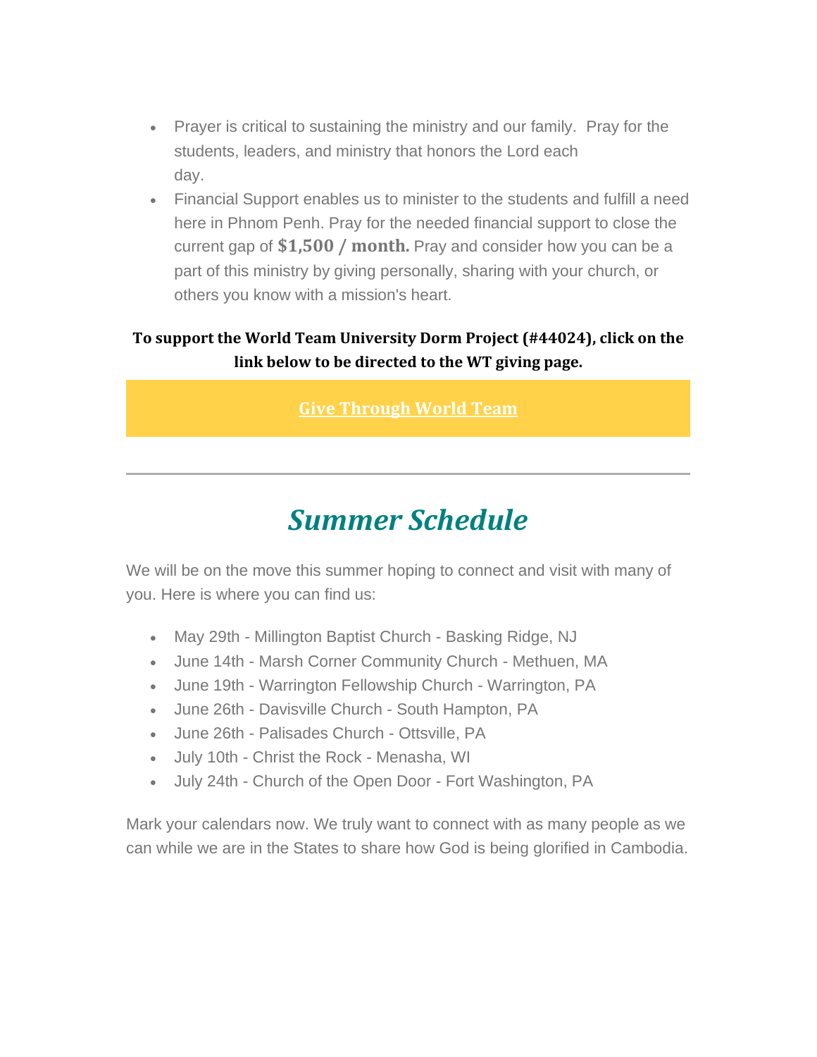- Prayer is critical to sustaining the ministry and our family. Pray for the students, leaders, and ministry that honors the Lord each day.
- Financial Support enables us to minister to the students and fulfill a need here in Phnom Penh. Pray for the needed financial support to close the current gap of **$1,500 / month.** Pray and consider how you can be a part of this ministry by giving personally, sharing with your church, or others you know with a mission's heart.

**To support the World Team University Dorm Project (#44024), click on the link below to be directed to the WT giving page.**

**Give Through World Team**

---

## *Summer Schedule*

We will be on the move this summer hoping to connect and visit with many of you. Here is where you can find us:

- May 29th - Millington Baptist Church - Basking Ridge, NJ
- June 14th - Marsh Corner Community Church - Methuen, MA
- June 19th - Warrington Fellowship Church - Warrington, PA
- June 26th - Davisville Church - South Hampton, PA
- June 26th - Palisades Church - Ottsville, PA
- July 10th - Christ the Rock - Menasha, WI
- July 24th - Church of the Open Door - Fort Washington, PA

Mark your calendars now. We truly want to connect with as many people as we can while we are in the States to share how God is being glorified in Cambodia.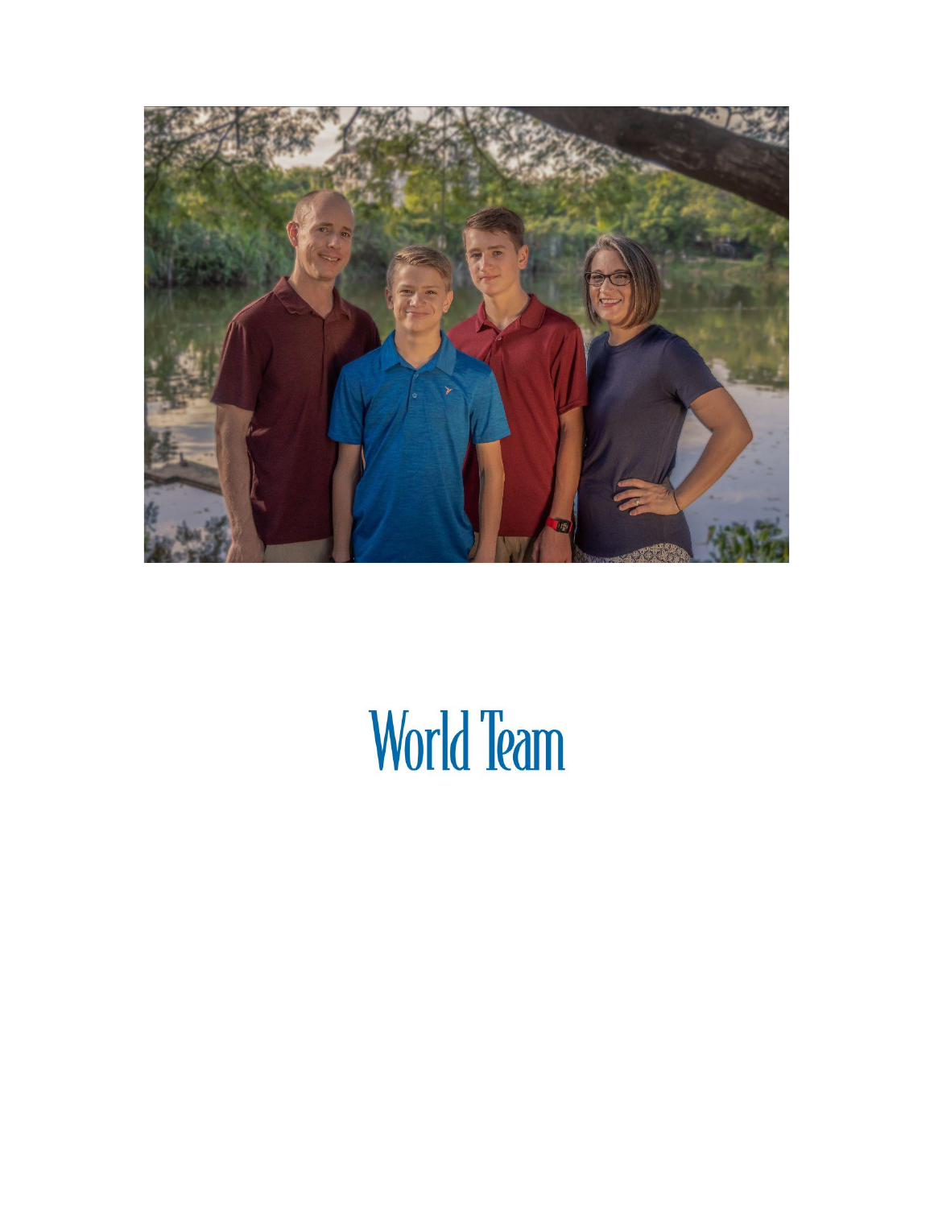World Team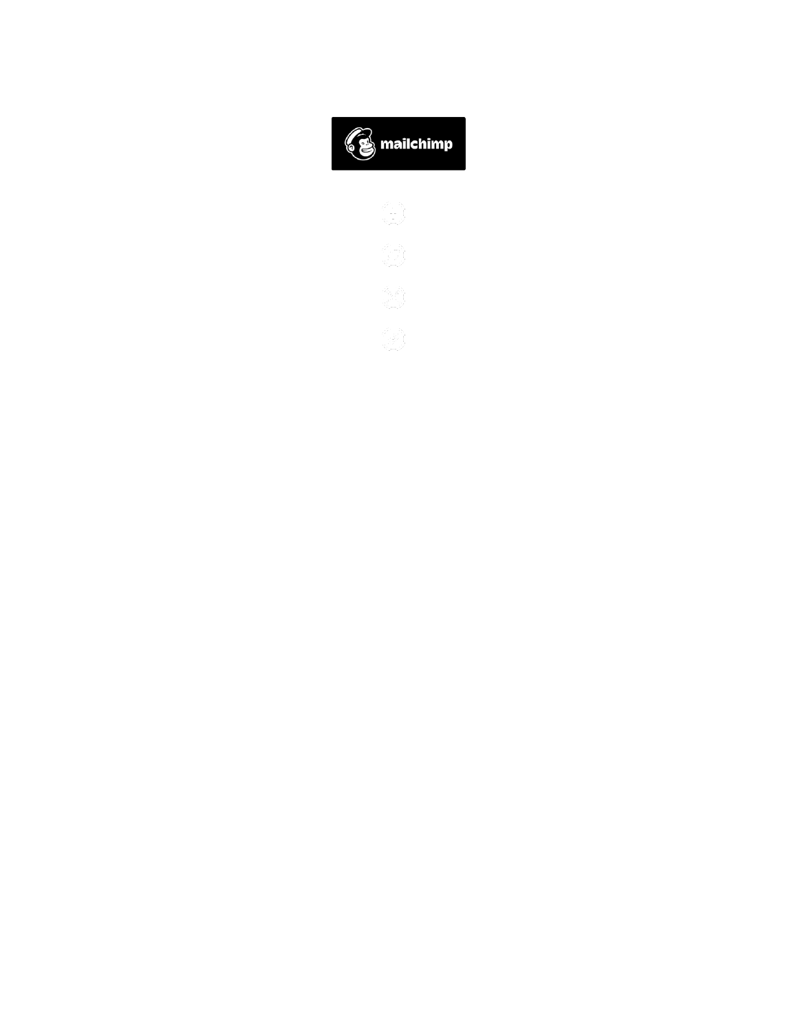mailchimp